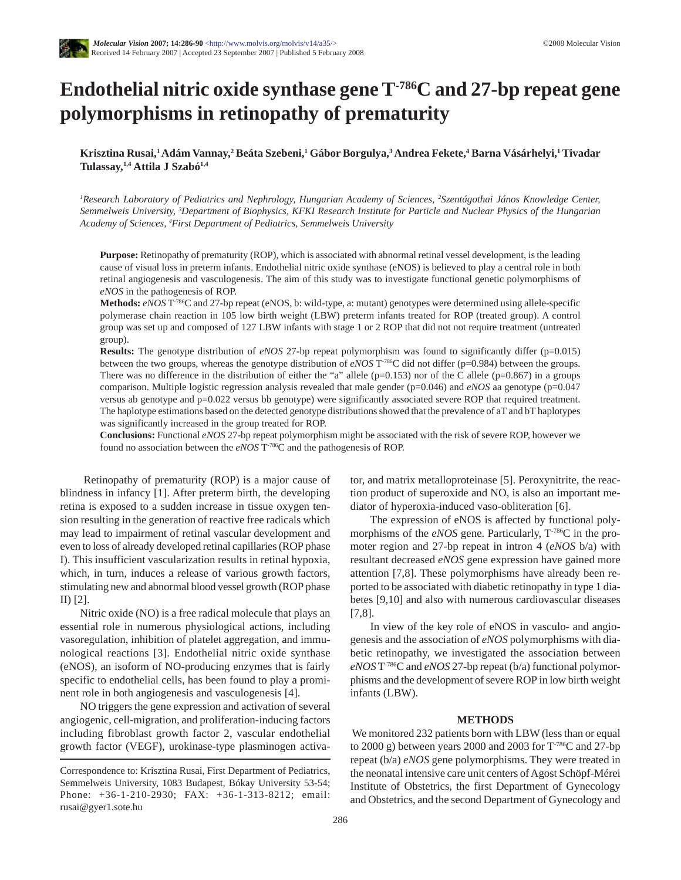# Endothelial nitric oxide synthase gene $T^{-786}C$ and 27-bp repeat gene polymorphisms in retinopathy of prematurity

**Krisztina Rusai,[1] Ádám Vannay,[2] Beáta Szebeni,[1] Gábor Borgulya,[3] Andrea Fekete,[4] Barna Vásárhelyi,[1] Tivadar Tulassay,[1,4] Attila J Szabó[1,4]**

*[1]Research Laboratory of Pediatrics and Nephrology, Hungarian Academy of Sciences, [2]Szentágothai János Knowledge Center, Semmelweis University, [3]Department of Biophysics, KFKI Research Institute for Particle and Nuclear Physics of the Hungarian Academy of Sciences, [4]First Department of Pediatrics, Semmelweis University*

**Purpose:** Retinopathy of prematurity (ROP), which is associated with abnormal retinal vessel development, is the leading cause of visual loss in preterm infants. Endothelial nitric oxide synthase (eNOS) is believed to play a central role in both retinal angiogenesis and vasculogenesis. The aim of this study was to investigate functional genetic polymorphisms of *eNOS* in the pathogenesis of ROP.

**Methods:** *eNOS* $T^{-786}C$ and 27-bp repeat (eNOS, b: wild-type, a: mutant) genotypes were determined using allele-specific polymerase chain reaction in 105 low birth weight (LBW) preterm infants treated for ROP (treated group). A control group was set up and composed of 127 LBW infants with stage 1 or 2 ROP that did not require treatment (untreated group).

**Results:** The genotype distribution of *eNOS* 27-bp repeat polymorphism was found to significantly differ (p=0.015) between the two groups, whereas the genotype distribution of *eNOS* $T^{-786}C$ did not differ (p=0.984) between the groups. There was no difference in the distribution of either the "a" allele (p=0.153) nor of the C allele (p=0.867) in a groups comparison. Multiple logistic regression analysis revealed that male gender (p=0.046) and *eNOS* aa genotype (p=0.047 versus ab genotype and p=0.022 versus bb genotype) were significantly associated severe ROP that required treatment. The haplotype estimations based on the detected genotype distributions showed that the prevalence of aT and bT haplotypes was significantly increased in the group treated for ROP.

**Conclusions:** Functional *eNOS* 27-bp repeat polymorphism might be associated with the risk of severe ROP, however we found no association between the *eNOS* $T^{-786}C$ and the pathogenesis of ROP.

Retinopathy of prematurity (ROP) is a major cause of blindness in infancy [1]. After preterm birth, the developing retina is exposed to a sudden increase in tissue oxygen tension resulting in the generation of reactive free radicals which may lead to impairment of retinal vascular development and even to loss of already developed retinal capillaries (ROP phase I). This insufficient vascularization results in retinal hypoxia, which, in turn, induces a release of various growth factors, stimulating new and abnormal blood vessel growth (ROP phase II) [2].

Nitric oxide (NO) is a free radical molecule that plays an essential role in numerous physiological actions, including vasoregulation, inhibition of platelet aggregation, and immunological reactions [3]. Endothelial nitric oxide synthase (eNOS), an isoform of NO-producing enzymes that is fairly specific to endothelial cells, has been found to play a prominent role in both angiogenesis and vasculogenesis [4].

NO triggers the gene expression and activation of several angiogenic, cell-migration, and proliferation-inducing factors including fibroblast growth factor 2, vascular endothelial growth factor (VEGF), urokinase-type plasminogen activator, and matrix metalloproteinase [5]. Peroxynitrite, the reaction product of superoxide and NO, is also an important mediator of hyperoxia-induced vaso-obliteration [6].

The expression of eNOS is affected by functional polymorphisms of the *eNOS* gene. Particularly, $T^{-786}C$ in the promoter region and 27-bp repeat in intron 4 (*eNOS* b/a) with resultant decreased *eNOS* gene expression have gained more attention [7,8]. These polymorphisms have already been reported to be associated with diabetic retinopathy in type 1 diabetes [9,10] and also with numerous cardiovascular diseases [7,8].

In view of the key role of eNOS in vasculo- and angiogenesis and the association of *eNOS* polymorphisms with diabetic retinopathy, we investigated the association between *eNOS* $T^{-786}C$ and *eNOS* 27-bp repeat (b/a) functional polymorphisms and the development of severe ROP in low birth weight infants (LBW).

## METHODS

We monitored 232 patients born with LBW (less than or equal to 2000 g) between years 2000 and 2003 for $T^{-786}C$ and 27-bp repeat (b/a) *eNOS* gene polymorphisms. They were treated in the neonatal intensive care unit centers of Agost Schöpf-Mérei Institute of Obstetrics, the first Department of Gynecology and Obstetrics, and the second Department of Gynecology and

Correspondence to: Krisztina Rusai, First Department of Pediatrics, Semmelweis University, 1083 Budapest, Bókay University 53-54; Phone: +36-1-210-2930; FAX: +36-1-313-8212; email: rusai@gyer1.sote.hu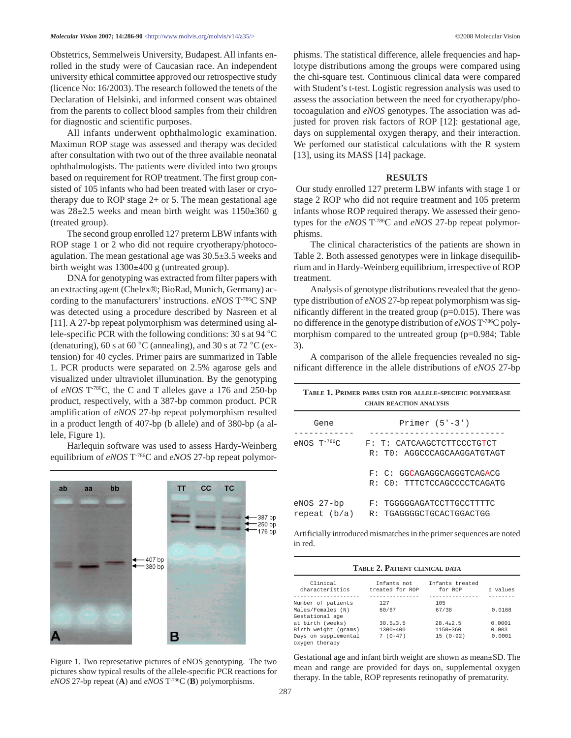Obstetrics, Semmelweis University, Budapest. All infants enrolled in the study were of Caucasian race. An independent university ethical committee approved our retrospective study (licence No: 16/2003). The research followed the tenets of the Declaration of Helsinki, and informed consent was obtained from the parents to collect blood samples from their children for diagnostic and scientific purposes.

All infants underwent ophthalmologic examination. Maximun ROP stage was assessed and therapy was decided after consultation with two out of the three available neonatal ophthalmologists. The patients were divided into two groups based on requirement for ROP treatment. The first group consisted of 105 infants who had been treated with laser or cryotherapy due to ROP stage 2+ or 5. The mean gestational age was 28±2.5 weeks and mean birth weight was 1150±360 g (treated group).

The second group enrolled 127 preterm LBW infants with ROP stage 1 or 2 who did not require cryotherapy/photocoagulation. The mean gestational age was 30.5±3.5 weeks and birth weight was 1300±400 g (untreated group).

DNA for genotyping was extracted from filter papers with an extracting agent (Chelex®; BioRad, Munich, Germany) according to the manufacturers' instructions. *eNOS* T$^{-786}$C SNP was detected using a procedure described by Nasreen et al [11]. A 27-bp repeat polymorphism was determined using allele-specific PCR with the following conditions: 30 s at 94 °C (denaturing), 60 s at 60 °C (annealing), and 30 s at 72 °C (extension) for 40 cycles. Primer pairs are summarized in Table 1. PCR products were separated on 2.5% agarose gels and visualized under ultraviolet illumination. By the genotyping of *eNOS* T$^{-786}$C, the C and T alleles gave a 176 and 250-bp product, respectively, with a 387-bp common product. PCR amplification of *eNOS* 27-bp repeat polymorphism resulted in a product length of 407-bp (b allele) and of 380-bp (a allele, Figure 1).

Harlequin software was used to assess Hardy-Weinberg equilibrium of *eNOS* T$^{-786}$C and *eNOS* 27-bp repeat polymorphisms. The statistical difference, allele frequencies and haplotype distributions among the groups were compared using the chi-square test. Continuous clinical data were compared with Student's t-test. Logistic regression analysis was used to assess the association between the need for cryotherapy/photocoagulation and *eNOS* genotypes. The association was adjusted for proven risk factors of ROP [12]: gestational age, days on supplemental oxygen therapy, and their interaction. We perfomed our statistical calculations with the R system [13], using its MASS [14] package.

Figure 1. Two represetative pictures of eNOS genotyping. The two pictures show typical results of the allele-specific PCR reactions for *eNOS* 27-bp repeat (**A**) and *eNOS* T$^{-786}$C (**B**) polymorphisms.

## RESULTS

Our study enrolled 127 preterm LBW infants with stage 1 or stage 2 ROP who did not require treatment and 105 preterm infants whose ROP required therapy. We assessed their genotypes for the *eNOS* T$^{-786}$C and *eNOS* 27-bp repeat polymorphisms.

The clinical characteristics of the patients are shown in Table 2. Both assessed genotypes were in linkage disequilibrium and in Hardy-Weinberg equilibrium, irrespective of ROP treatment.

Analysis of genotype distributions revealed that the genotype distribution of *eNOS* 27-bp repeat polymorphism was significantly different in the treated group (p=0.015). There was no difference in the genotype distribution of *eNOS* T$^{-786}$C polymorphism compared to the untreated group (p=0.984; Table 3).

A comparison of the allele frequencies revealed no significant difference in the allele distributions of *eNOS* 27-bp

**Table 1. Primer pairs used for allele-specific polymerase chain reaction analysis**

| Gene | Primer (5'-3') |
|---|---|
| eNOS T$^{-786}$C | F: T: CATCAAGCTCTTCCCTGTCT |
| | R: T0: AGGCCCAGCAAGGATGTAGT |
| | F: C: GGCAGAGGCAGGGTCAGACG |
| | R: C0: TTTCTCCAGCCCCTCAGATG |
| eNOS 27-bp repeat (b/a) | F: TGGGGGAGATCCTTGCCTTTTC |
| | R: TGAGGGGCTGCACTGGACTGG |

Artificially introduced mismatches in the primer sequences are noted in red.

**Table 2. Patient clinical data**

| Clinical characteristics | Infants not treated for ROP | Infants treated for ROP | p values |
|---|---|---|---|
| Number of patients | 127 | 105 | |
| Males/Females (N) | 60/67 | 67/38 | 0.0168 |
| Gestational age at birth (weeks) | 30.5±3.5 | 28.4±2.5 | 0.0001 |
| Birth weight (grams) | 1300±400 | 1150±360 | 0.003 |
| Days on supplemental oxygen therapy | 7 (0-47) | 15 (0-92) | 0.0001 |

Gestational age and infant birth weight are shown as mean±SD. The mean and range are provided for days on, supplemental oxygen therapy. In the table, ROP represents retinopathy of prematurity.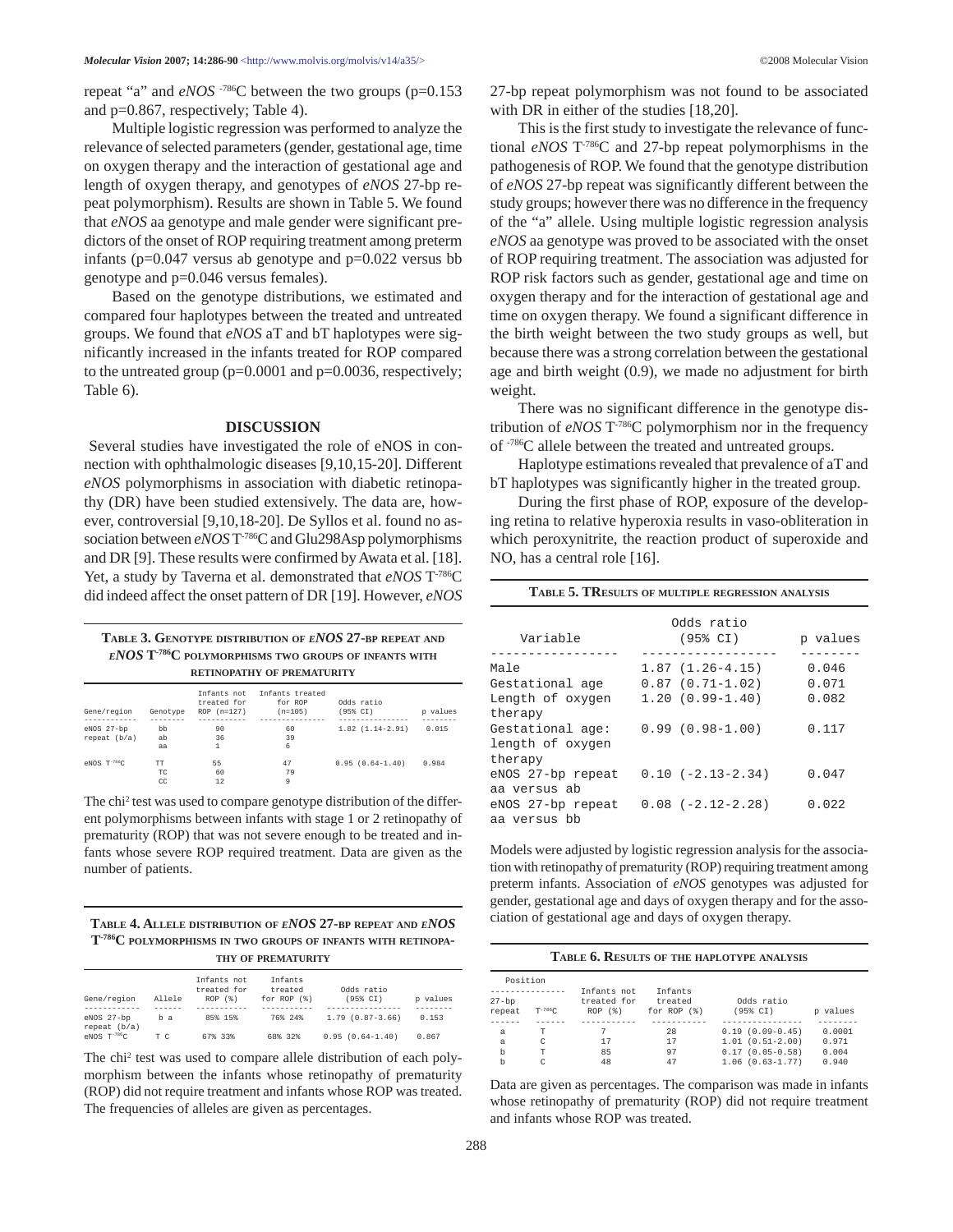repeat "a" and *eNOS* $^{-786}$C between the two groups (p=0.153 and p=0.867, respectively; Table 4).

Multiple logistic regression was performed to analyze the relevance of selected parameters (gender, gestational age, time on oxygen therapy and the interaction of gestational age and length of oxygen therapy, and genotypes of *eNOS* 27-bp repeat polymorphism). Results are shown in Table 5. We found that *eNOS* aa genotype and male gender were significant predictors of the onset of ROP requiring treatment among preterm infants (p=0.047 versus ab genotype and p=0.022 versus bb genotype and p=0.046 versus females).

Based on the genotype distributions, we estimated and compared four haplotypes between the treated and untreated groups. We found that *eNOS* aT and bT haplotypes were significantly increased in the infants treated for ROP compared to the untreated group (p=0.0001 and p=0.0036, respectively; Table 6).

## DISCUSSION

Several studies have investigated the role of eNOS in connection with ophthalmologic diseases [9,10,15-20]. Different *eNOS* polymorphisms in association with diabetic retinopathy (DR) have been studied extensively. The data are, however, controversial [9,10,18-20]. De Syllos et al. found no association between *eNOS* T$^{-786}$C and Glu298Asp polymorphisms and DR [9]. These results were confirmed by Awata et al. [18]. Yet, a study by Taverna et al. demonstrated that *eNOS* T$^{-786}$C did indeed affect the onset pattern of DR [19]. However, *eNOS* 27-bp repeat polymorphism was not found to be associated with DR in either of the studies [18,20].

This is the first study to investigate the relevance of functional *eNOS* T$^{-786}$C and 27-bp repeat polymorphisms in the pathogenesis of ROP. We found that the genotype distribution of *eNOS* 27-bp repeat was significantly different between the study groups; however there was no difference in the frequency of the "a" allele. Using multiple logistic regression analysis *eNOS* aa genotype was proved to be associated with the onset of ROP requiring treatment. The association was adjusted for ROP risk factors such as gender, gestational age and time on oxygen therapy and for the interaction of gestational age and time on oxygen therapy. We found a significant difference in the birth weight between the two study groups as well, but because there was a strong correlation between the gestational age and birth weight (0.9), we made no adjustment for birth weight.

There was no significant difference in the genotype distribution of *eNOS* T$^{-786}$C polymorphism nor in the frequency of $^{-786}$C allele between the treated and untreated groups.

Haplotype estimations revealed that prevalence of aT and bT haplotypes was significantly higher in the treated group.

During the first phase of ROP, exposure of the developing retina to relative hyperoxia results in vaso-obliteration in which peroxynitrite, the reaction product of superoxide and NO, has a central role [16].

**Table 3. Genotype distribution of *eNOS* 27-bp repeat and *eNOS* T$^{-786}$C polymorphisms two groups of infants with retinopathy of prematurity**

| Gene/region | Genotype | Infants not treated for ROP (n=127) | Infants treated for ROP (n=105) | Odds ratio (95% CI) | p values |
|---|---|---|---|---|---|
| eNOS 27-bp repeat (b/a) | bb | 90 | 60 | 1.82 (1.14-2.91) | 0.015 |
| | ab | 36 | 39 | | |
| | aa | 1 | 6 | | |
| eNOS T$^{-786}$C | TT | 55 | 47 | 0.95 (0.64-1.40) | 0.984 |
| | TC | 60 | 79 | | |
| | CC | 12 | 9 | | |

The chi$^2$ test was used to compare genotype distribution of the different polymorphisms between infants with stage 1 or 2 retinopathy of prematurity (ROP) that was not severe enough to be treated and infants whose severe ROP required treatment. Data are given as the number of patients.

**Table 4. Allele distribution of *eNOS* 27-bp repeat and *eNOS* T$^{-786}$C polymorphisms in two groups of infants with retinopathy of prematurity**

| Gene/region | Allele | Infants not treated for ROP (%) | Infants treated for ROP (%) | Odds ratio (95% CI) | p values |
|---|---|---|---|---|---|
| eNOS 27-bp repeat (b/a) | b a | 85% 15% | 76% 24% | 1.79 (0.87-3.66) | 0.153 |
| eNOS T$^{-786}$C | T C | 67% 33% | 68% 32% | 0.95 (0.64-1.40) | 0.867 |

The chi$^2$ test was used to compare allele distribution of each polymorphism between the infants whose retinopathy of prematurity (ROP) did not require treatment and infants whose ROP was treated. The frequencies of alleles are given as percentages.

**Table 5. TResults of multiple regression analysis**

| Variable | Odds ratio (95% CI) | p values |
|---|---|---|
| Male | 1.87 (1.26-4.15) | 0.046 |
| Gestational age | 0.87 (0.71-1.02) | 0.071 |
| Length of oxygen therapy | 1.20 (0.99-1.40) | 0.082 |
| Gestational age: length of oxygen therapy | 0.99 (0.98-1.00) | 0.117 |
| eNOS 27-bp repeat aa versus ab | 0.10 (-2.13-2.34) | 0.047 |
| eNOS 27-bp repeat aa versus bb | 0.08 (-2.12-2.28) | 0.022 |

Models were adjusted by logistic regression analysis for the association with retinopathy of prematurity (ROP) requiring treatment among preterm infants. Association of *eNOS* genotypes was adjusted for gender, gestational age and days of oxygen therapy and for the association of gestational age and days of oxygen therapy.

**Table 6. Results of the haplotype analysis**

| Position | | | | | |
|---|---|---|---|---|---|
| 27-bp repeat | T$^{-786}$C | Infants not treated for ROP (%) | Infants treated for ROP (%) | Odds ratio (95% CI) | p values |
| a | T | 7 | 28 | 0.19 (0.09-0.45) | 0.0001 |
| a | C | 17 | 17 | 1.01 (0.51-2.00) | 0.971 |
| b | T | 85 | 97 | 0.17 (0.05-0.58) | 0.004 |
| b | C | 48 | 47 | 1.06 (0.63-1.77) | 0.940 |

Data are given as percentages. The comparison was made in infants whose retinopathy of prematurity (ROP) did not require treatment and infants whose ROP was treated.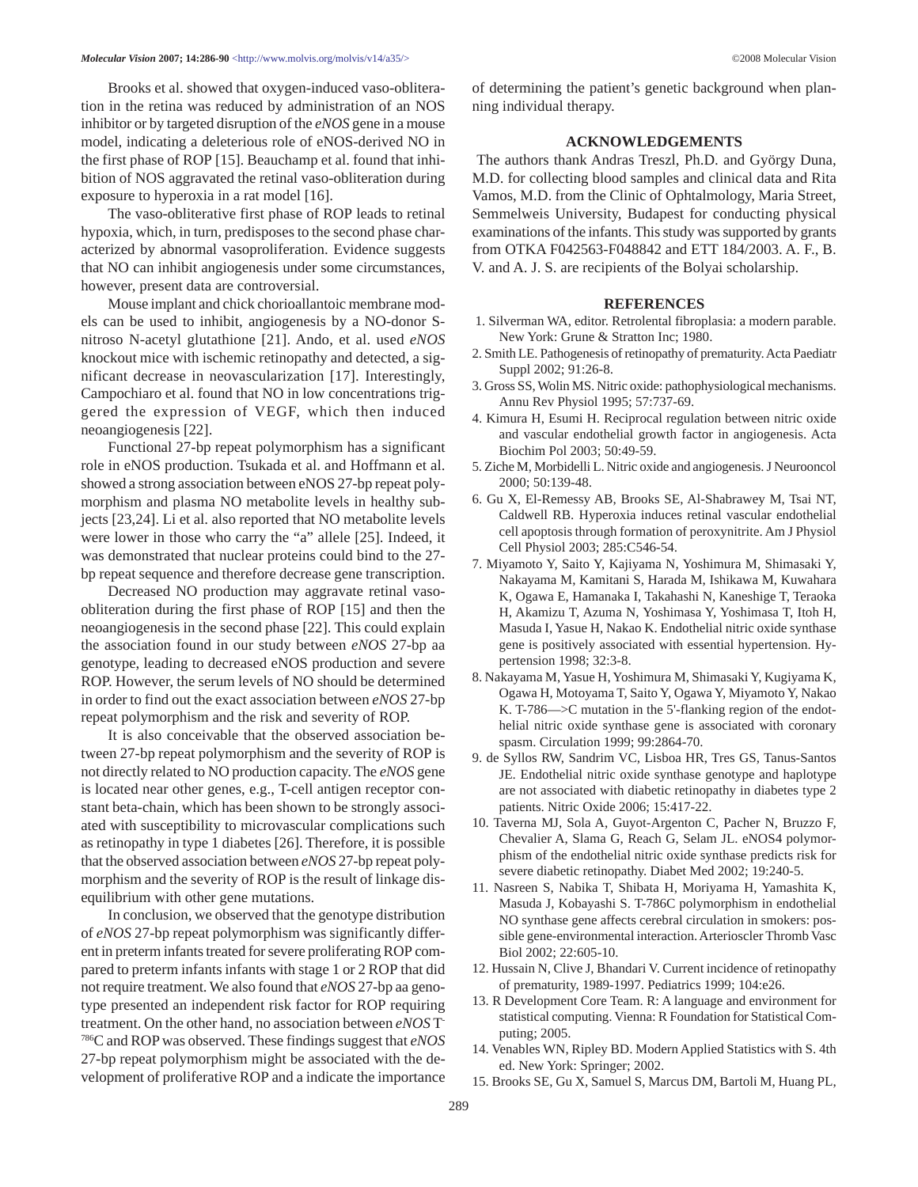Brooks et al. showed that oxygen-induced vaso-obliteration in the retina was reduced by administration of an NOS inhibitor or by targeted disruption of the *eNOS* gene in a mouse model, indicating a deleterious role of eNOS-derived NO in the first phase of ROP [15]. Beauchamp et al. found that inhibition of NOS aggravated the retinal vaso-obliteration during exposure to hyperoxia in a rat model [16].

The vaso-obliterative first phase of ROP leads to retinal hypoxia, which, in turn, predisposes to the second phase characterized by abnormal vasoproliferation. Evidence suggests that NO can inhibit angiogenesis under some circumstances, however, present data are controversial.

Mouse implant and chick chorioallantoic membrane models can be used to inhibit, angiogenesis by a NO-donor S-nitroso N-acetyl glutathione [21]. Ando, et al. used *eNOS* knockout mice with ischemic retinopathy and detected, a significant decrease in neovascularization [17]. Interestingly, Campochiaro et al. found that NO in low concentrations triggered the expression of VEGF, which then induced neoangiogenesis [22].

Functional 27-bp repeat polymorphism has a significant role in eNOS production. Tsukada et al. and Hoffmann et al. showed a strong association between eNOS 27-bp repeat polymorphism and plasma NO metabolite levels in healthy subjects [23,24]. Li et al. also reported that NO metabolite levels were lower in those who carry the "a" allele [25]. Indeed, it was demonstrated that nuclear proteins could bind to the 27-bp repeat sequence and therefore decrease gene transcription.

Decreased NO production may aggravate retinal vaso-obliteration during the first phase of ROP [15] and then the neoangiogenesis in the second phase [22]. This could explain the association found in our study between *eNOS* 27-bp aa genotype, leading to decreased eNOS production and severe ROP. However, the serum levels of NO should be determined in order to find out the exact association between *eNOS* 27-bp repeat polymorphism and the risk and severity of ROP.

It is also conceivable that the observed association between 27-bp repeat polymorphism and the severity of ROP is not directly related to NO production capacity. The *eNOS* gene is located near other genes, e.g., T-cell antigen receptor constant beta-chain, which has been shown to be strongly associated with susceptibility to microvascular complications such as retinopathy in type 1 diabetes [26]. Therefore, it is possible that the observed association between *eNOS* 27-bp repeat polymorphism and the severity of ROP is the result of linkage disequilibrium with other gene mutations.

In conclusion, we observed that the genotype distribution of *eNOS* 27-bp repeat polymorphism was significantly different in preterm infants treated for severe proliferating ROP compared to preterm infants infants with stage 1 or 2 ROP that did not require treatment. We also found that *eNOS* 27-bp aa genotype presented an independent risk factor for ROP requiring treatment. On the other hand, no association between *eNOS* T$^{-786}$C and ROP was observed. These findings suggest that *eNOS* 27-bp repeat polymorphism might be associated with the development of proliferative ROP and a indicate the importance of determining the patient's genetic background when planning individual therapy.

## ACKNOWLEDGEMENTS

The authors thank Andras Treszl, Ph.D. and György Duna, M.D. for collecting blood samples and clinical data and Rita Vamos, M.D. from the Clinic of Ophtalmology, Maria Street, Semmelweis University, Budapest for conducting physical examinations of the infants. This study was supported by grants from OTKA F042563-F048842 and ETT 184/2003. A. F., B. V. and A. J. S. are recipients of the Bolyai scholarship.

## REFERENCES

1. Silverman WA, editor. Retrolental fibroplasia: a modern parable. New York: Grune & Stratton Inc; 1980.
2. Smith LE. Pathogenesis of retinopathy of prematurity. Acta Paediatr Suppl 2002; 91:26-8.
3. Gross SS, Wolin MS. Nitric oxide: pathophysiological mechanisms. Annu Rev Physiol 1995; 57:737-69.
4. Kimura H, Esumi H. Reciprocal regulation between nitric oxide and vascular endothelial growth factor in angiogenesis. Acta Biochim Pol 2003; 50:49-59.
5. Ziche M, Morbidelli L. Nitric oxide and angiogenesis. J Neurooncol 2000; 50:139-48.
6. Gu X, El-Remessy AB, Brooks SE, Al-Shabrawey M, Tsai NT, Caldwell RB. Hyperoxia induces retinal vascular endothelial cell apoptosis through formation of peroxynitrite. Am J Physiol Cell Physiol 2003; 285:C546-54.
7. Miyamoto Y, Saito Y, Kajiyama N, Yoshimura M, Shimasaki Y, Nakayama M, Kamitani S, Harada M, Ishikawa M, Kuwahara K, Ogawa E, Hamanaka I, Takahashi N, Kaneshige T, Teraoka H, Akamizu T, Azuma N, Yoshimasa Y, Yoshimasa T, Itoh H, Masuda I, Yasue H, Nakao K. Endothelial nitric oxide synthase gene is positively associated with essential hypertension. Hypertension 1998; 32:3-8.
8. Nakayama M, Yasue H, Yoshimura M, Shimasaki Y, Kugiyama K, Ogawa H, Motoyama T, Saito Y, Ogawa Y, Miyamoto Y, Nakao K. T-786—>C mutation in the 5'-flanking region of the endothelial nitric oxide synthase gene is associated with coronary spasm. Circulation 1999; 99:2864-70.
9. de Syllos RW, Sandrim VC, Lisboa HR, Tres GS, Tanus-Santos JE. Endothelial nitric oxide synthase genotype and haplotype are not associated with diabetic retinopathy in diabetes type 2 patients. Nitric Oxide 2006; 15:417-22.
10. Taverna MJ, Sola A, Guyot-Argenton C, Pacher N, Bruzzo F, Chevalier A, Slama G, Reach G, Selam JL. eNOS4 polymorphism of the endothelial nitric oxide synthase predicts risk for severe diabetic retinopathy. Diabet Med 2002; 19:240-5.
11. Nasreen S, Nabika T, Shibata H, Moriyama H, Yamashita K, Masuda J, Kobayashi S. T-786C polymorphism in endothelial NO synthase gene affects cerebral circulation in smokers: possible gene-environmental interaction. Arterioscler Thromb Vasc Biol 2002; 22:605-10.
12. Hussain N, Clive J, Bhandari V. Current incidence of retinopathy of prematurity, 1989-1997. Pediatrics 1999; 104:e26.
13. R Development Core Team. R: A language and environment for statistical computing. Vienna: R Foundation for Statistical Computing; 2005.
14. Venables WN, Ripley BD. Modern Applied Statistics with S. 4th ed. New York: Springer; 2002.
15. Brooks SE, Gu X, Samuel S, Marcus DM, Bartoli M, Huang PL,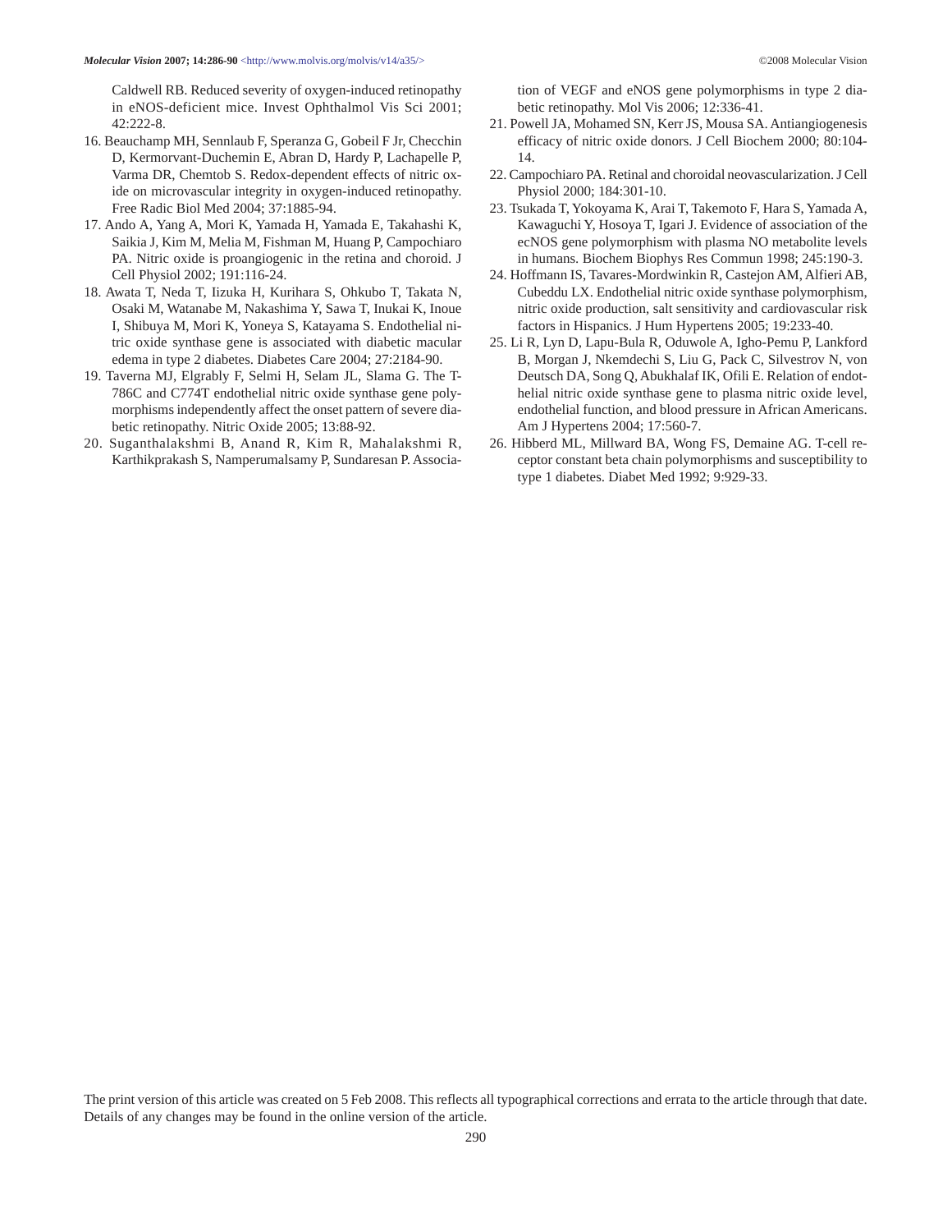Caldwell RB. Reduced severity of oxygen-induced retinopathy in eNOS-deficient mice. Invest Ophthalmol Vis Sci 2001; 42:222-8.

16. Beauchamp MH, Sennlaub F, Speranza G, Gobeil F Jr, Checchin D, Kermorvant-Duchemin E, Abran D, Hardy P, Lachapelle P, Varma DR, Chemtob S. Redox-dependent effects of nitric oxide on microvascular integrity in oxygen-induced retinopathy. Free Radic Biol Med 2004; 37:1885-94.
17. Ando A, Yang A, Mori K, Yamada H, Yamada E, Takahashi K, Saikia J, Kim M, Melia M, Fishman M, Huang P, Campochiaro PA. Nitric oxide is proangiogenic in the retina and choroid. J Cell Physiol 2002; 191:116-24.
18. Awata T, Neda T, Iizuka H, Kurihara S, Ohkubo T, Takata N, Osaki M, Watanabe M, Nakashima Y, Sawa T, Inukai K, Inoue I, Shibuya M, Mori K, Yoneya S, Katayama S. Endothelial nitric oxide synthase gene is associated with diabetic macular edema in type 2 diabetes. Diabetes Care 2004; 27:2184-90.
19. Taverna MJ, Elgrably F, Selmi H, Selam JL, Slama G. The T-786C and C774T endothelial nitric oxide synthase gene polymorphisms independently affect the onset pattern of severe diabetic retinopathy. Nitric Oxide 2005; 13:88-92.
20. Suganthalakshmi B, Anand R, Kim R, Mahalakshmi R, Karthikprakash S, Namperumalsamy P, Sundaresan P. Association of VEGF and eNOS gene polymorphisms in type 2 diabetic retinopathy. Mol Vis 2006; 12:336-41.
21. Powell JA, Mohamed SN, Kerr JS, Mousa SA. Antiangiogenesis efficacy of nitric oxide donors. J Cell Biochem 2000; 80:104-14.
22. Campochiaro PA. Retinal and choroidal neovascularization. J Cell Physiol 2000; 184:301-10.
23. Tsukada T, Yokoyama K, Arai T, Takemoto F, Hara S, Yamada A, Kawaguchi Y, Hosoya T, Igari J. Evidence of association of the ecNOS gene polymorphism with plasma NO metabolite levels in humans. Biochem Biophys Res Commun 1998; 245:190-3.
24. Hoffmann IS, Tavares-Mordwinkin R, Castejon AM, Alfieri AB, Cubeddu LX. Endothelial nitric oxide synthase polymorphism, nitric oxide production, salt sensitivity and cardiovascular risk factors in Hispanics. J Hum Hypertens 2005; 19:233-40.
25. Li R, Lyn D, Lapu-Bula R, Oduwole A, Igho-Pemu P, Lankford B, Morgan J, Nkemdechi S, Liu G, Pack C, Silvestrov N, von Deutsch DA, Song Q, Abukhalaf IK, Ofili E. Relation of endothelial nitric oxide synthase gene to plasma nitric oxide level, endothelial function, and blood pressure in African Americans. Am J Hypertens 2004; 17:560-7.
26. Hibberd ML, Millward BA, Wong FS, Demaine AG. T-cell receptor constant beta chain polymorphisms and susceptibility to type 1 diabetes. Diabet Med 1992; 9:929-33.

The print version of this article was created on 5 Feb 2008. This reflects all typographical corrections and errata to the article through that date. Details of any changes may be found in the online version of the article.